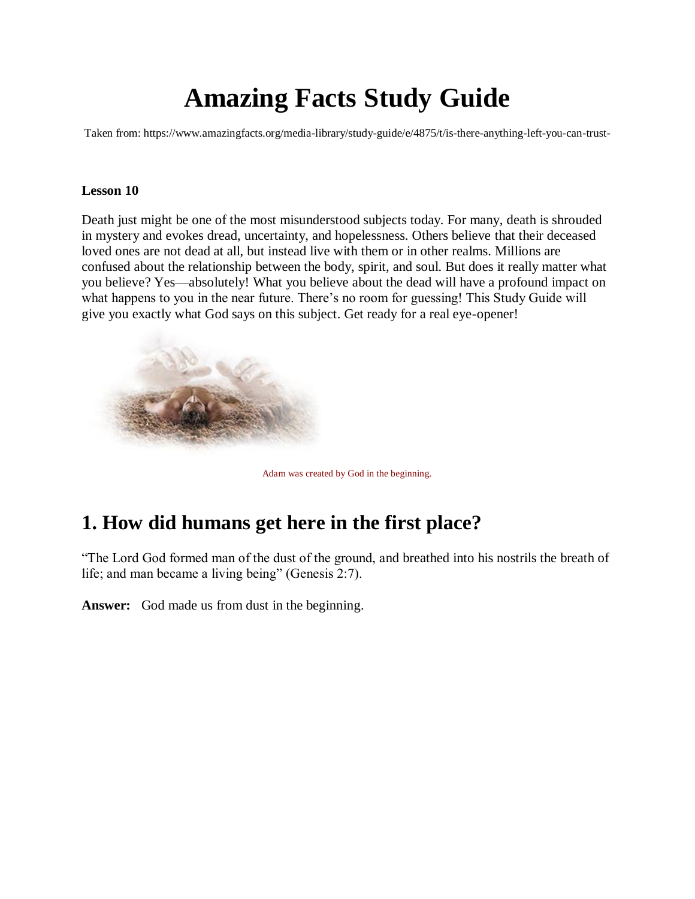# Amazing Facts Study Guide

Taken from: https://www.amazingfacts.org/media-library/study-guide/e/4875/t/is-there-anything-left-you-can-trust-

**Lesson 10**

Death just might be one of the most misunderstood subjects today. For many, death is shrouded in mystery and evokes dread, uncertainty, and hopelessness. Others believe that their deceased loved ones are not dead at all, but instead live with them or in other realms. Millions are confused about the relationship between the body, spirit, and soul. But does it really matter what you believe? Yes—absolutely! What you believe about the dead will have a profound impact on what happens to you in the near future. There's no room for guessing! This Study Guide will give you exactly what God says on this subject. Get ready for a real eye-opener!

Adam was created by God in the beginning.

## 1. How did humans get here in the first place?

"The Lord God formed man of the dust of the ground, and breathed into his nostrils the breath of life; and man became a living being" (Genesis 2:7).

**Answer:** God made us from dust in the beginning.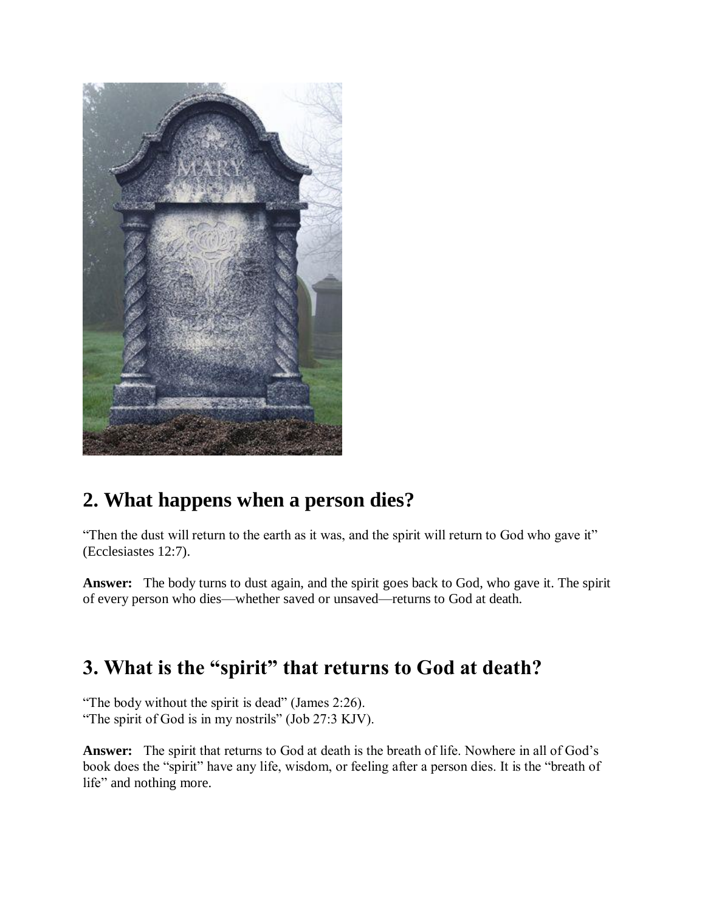## 2. What happens when a person dies?

“Then the dust will return to the earth as it was, and the spirit will return to God who gave it” (Ecclesiastes 12:7).

**Answer:** The body turns to dust again, and the spirit goes back to God, who gave it. The spirit of every person who dies—whether saved or unsaved—returns to God at death.

## 3. What is the “spirit” that returns to God at death?

“The body without the spirit is dead” (James 2:26).
“The spirit of God is in my nostrils” (Job 27:3 KJV).

**Answer:** The spirit that returns to God at death is the breath of life. Nowhere in all of God’s book does the “spirit” have any life, wisdom, or feeling after a person dies. It is the “breath of life” and nothing more.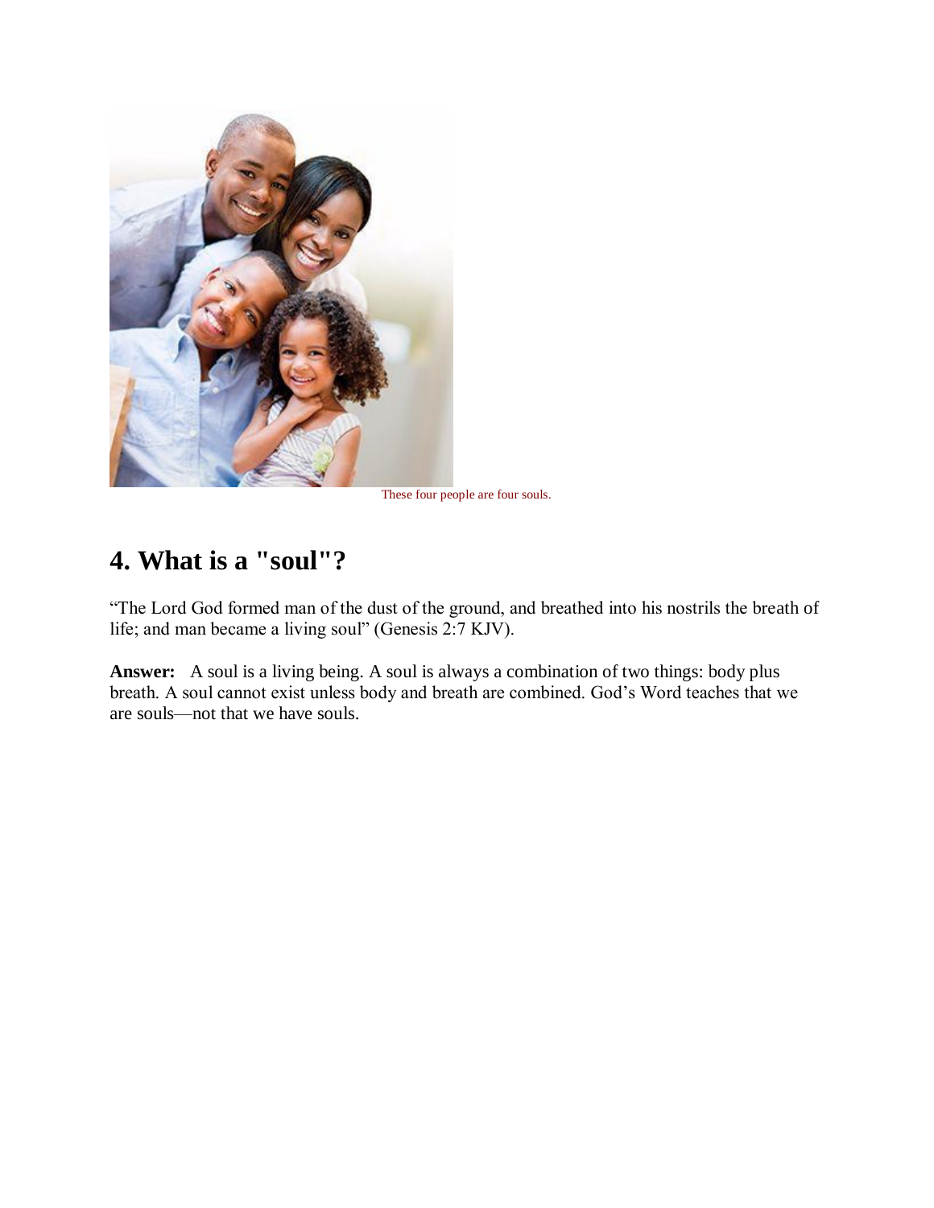These four people are four souls.

## 4. What is a "soul"?

"The Lord God formed man of the dust of the ground, and breathed into his nostrils the breath of life; and man became a living soul" (Genesis 2:7 KJV).

**Answer:** A soul is a living being. A soul is always a combination of two things: body plus breath. A soul cannot exist unless body and breath are combined. God's Word teaches that we are souls—not that we have souls.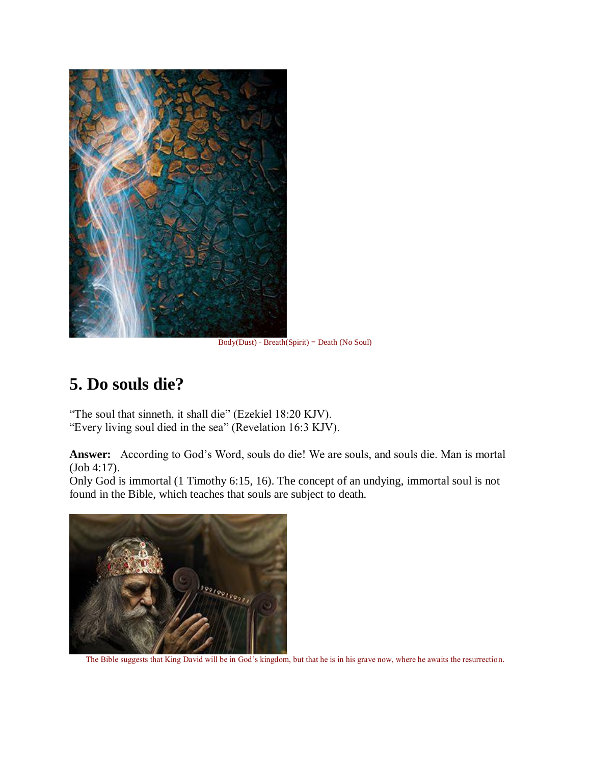Body(Dust) - Breath(Spirit) = Death (No Soul)

## 5. Do souls die?

“The soul that sinneth, it shall die” (Ezekiel 18:20 KJV).
“Every living soul died in the sea” (Revelation 16:3 KJV).

**Answer:** According to God’s Word, souls do die! We are souls, and souls die. Man is mortal (Job 4:17).
Only God is immortal (1 Timothy 6:15, 16). The concept of an undying, immortal soul is not found in the Bible, which teaches that souls are subject to death.

The Bible suggests that King David will be in God’s kingdom, but that he is in his grave now, where he awaits the resurrection.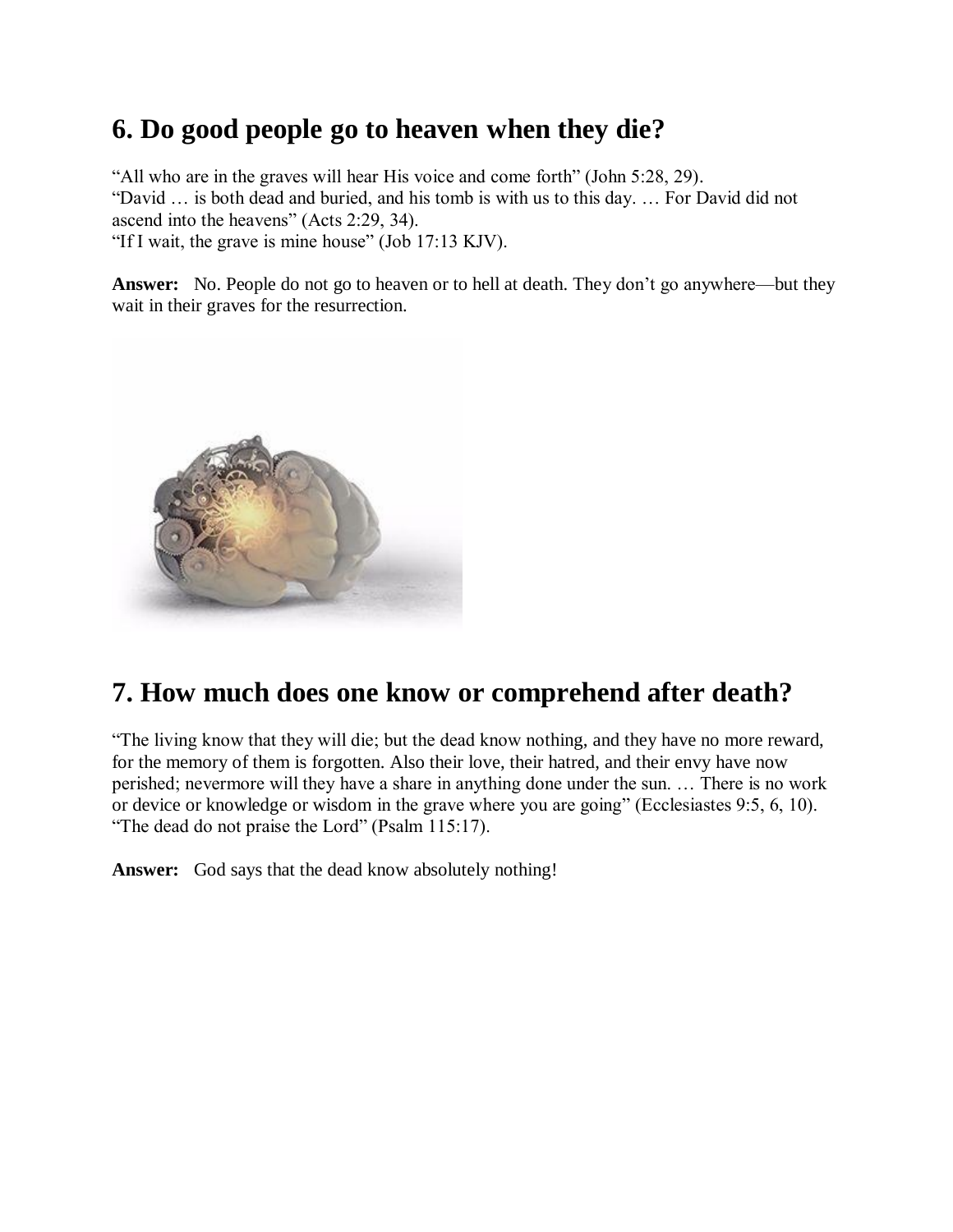## 6. Do good people go to heaven when they die?

“All who are in the graves will hear His voice and come forth” (John 5:28, 29).
“David … is both dead and buried, and his tomb is with us to this day. … For David did not ascend into the heavens” (Acts 2:29, 34).
“If I wait, the grave is mine house” (Job 17:13 KJV).

**Answer:** No. People do not go to heaven or to hell at death. They don’t go anywhere—but they wait in their graves for the resurrection.

## 7. How much does one know or comprehend after death?

“The living know that they will die; but the dead know nothing, and they have no more reward, for the memory of them is forgotten. Also their love, their hatred, and their envy have now perished; nevermore will they have a share in anything done under the sun. … There is no work or device or knowledge or wisdom in the grave where you are going” (Ecclesiastes 9:5, 6, 10).
“The dead do not praise the Lord” (Psalm 115:17).

**Answer:** God says that the dead know absolutely nothing!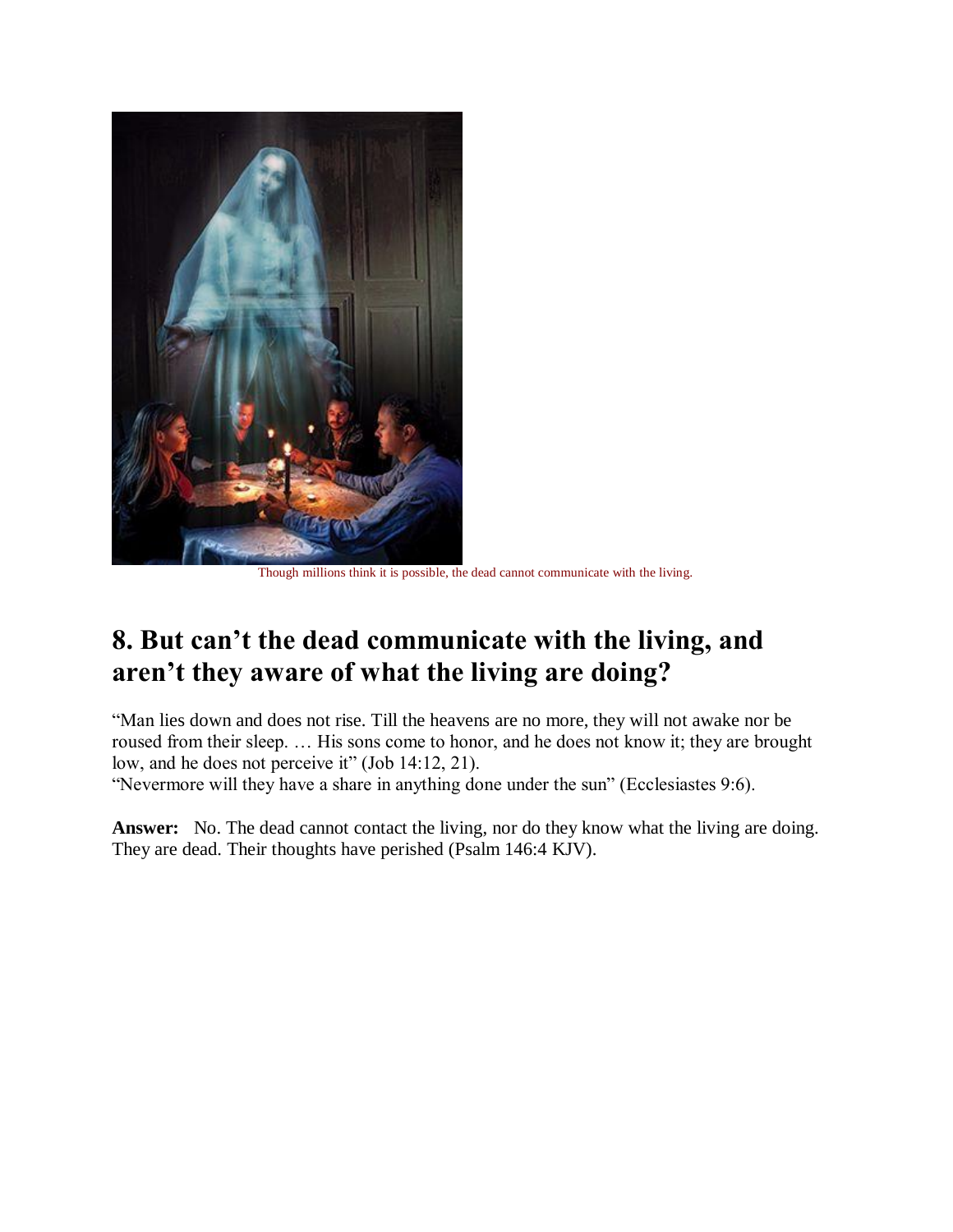Though millions think it is possible, the dead cannot communicate with the living.

## 8. But can't the dead communicate with the living, and aren't they aware of what the living are doing?

"Man lies down and does not rise. Till the heavens are no more, they will not awake nor be roused from their sleep. … His sons come to honor, and he does not know it; they are brought low, and he does not perceive it" (Job 14:12, 21).
"Nevermore will they have a share in anything done under the sun" (Ecclesiastes 9:6).

**Answer:** No. The dead cannot contact the living, nor do they know what the living are doing. They are dead. Their thoughts have perished (Psalm 146:4 KJV).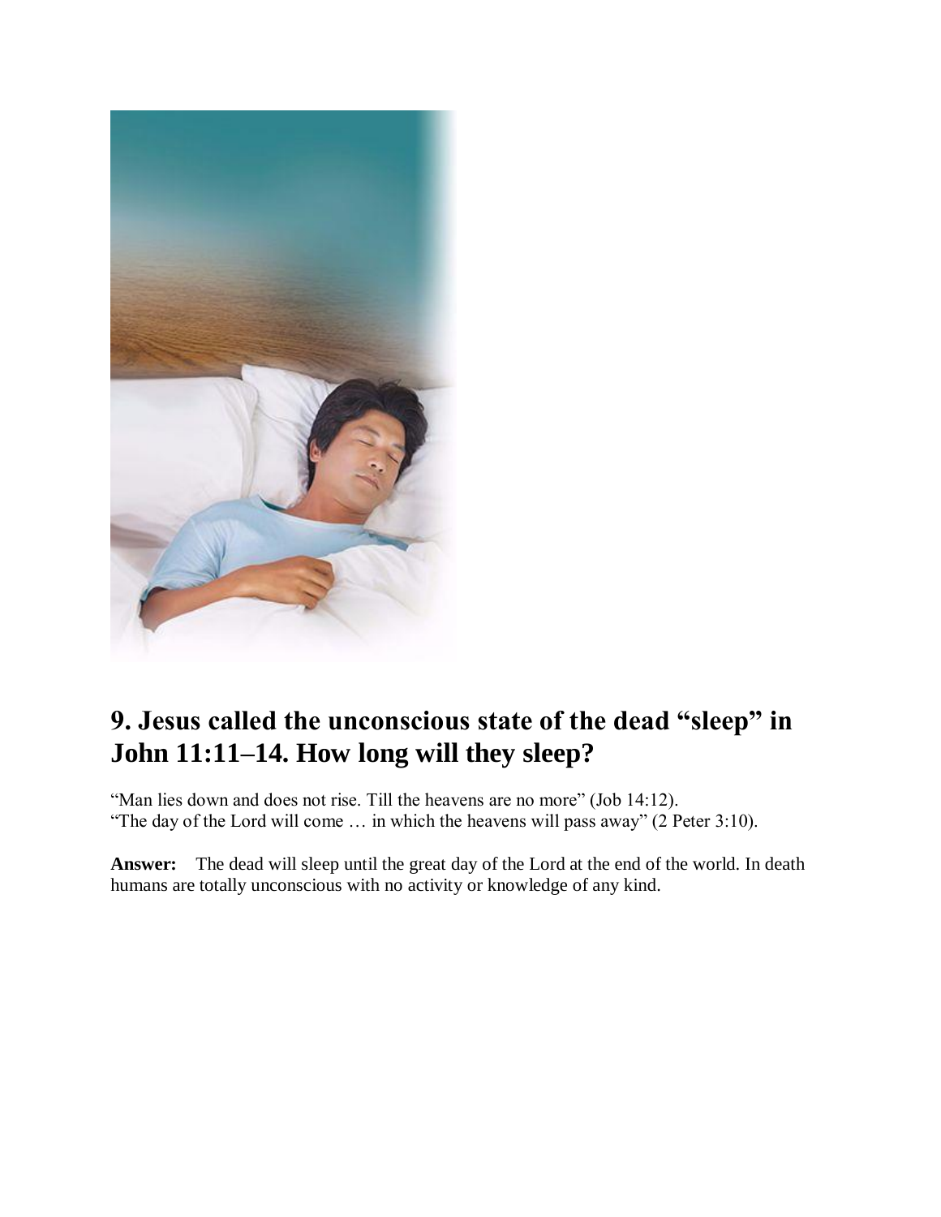## 9. Jesus called the unconscious state of the dead “sleep” in John 11:11–14. How long will they sleep?

“Man lies down and does not rise. Till the heavens are no more” (Job 14:12).
“The day of the Lord will come … in which the heavens will pass away” (2 Peter 3:10).

**Answer:** The dead will sleep until the great day of the Lord at the end of the world. In death humans are totally unconscious with no activity or knowledge of any kind.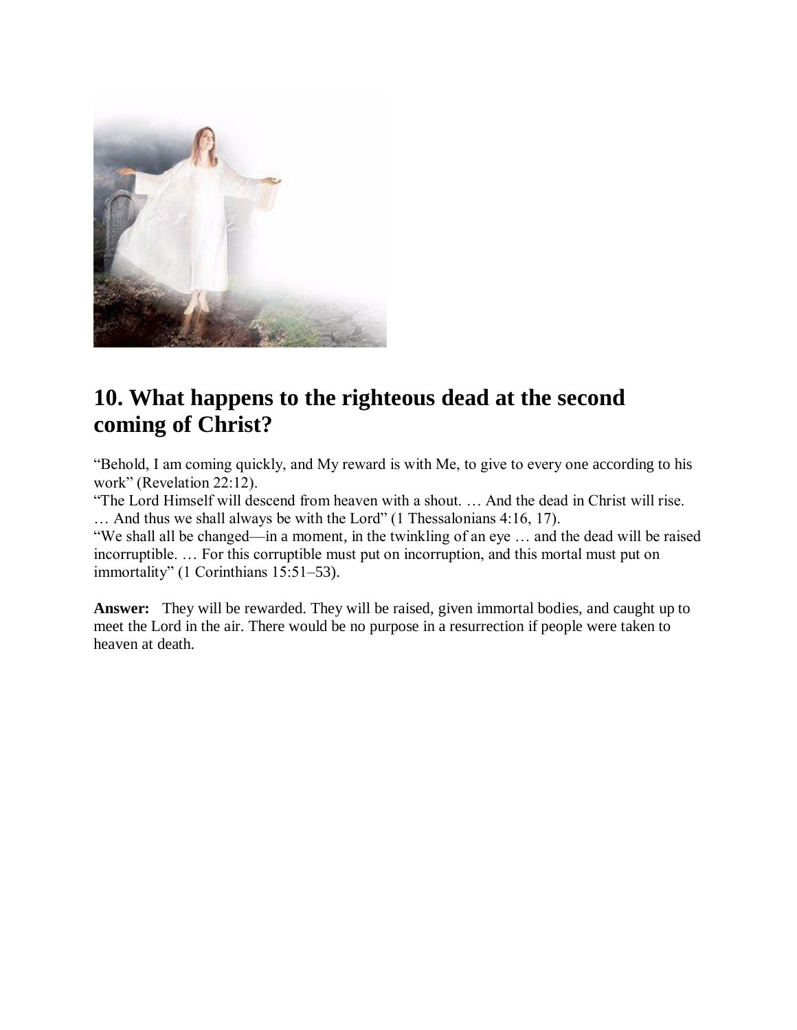## 10. What happens to the righteous dead at the second coming of Christ?

"Behold, I am coming quickly, and My reward is with Me, to give to every one according to his work" (Revelation 22:12).

"The Lord Himself will descend from heaven with a shout. … And the dead in Christ will rise. … And thus we shall always be with the Lord" (1 Thessalonians 4:16, 17).

"We shall all be changed—in a moment, in the twinkling of an eye … and the dead will be raised incorruptible. … For this corruptible must put on incorruption, and this mortal must put on immortality" (1 Corinthians 15:51–53).

**Answer:** They will be rewarded. They will be raised, given immortal bodies, and caught up to meet the Lord in the air. There would be no purpose in a resurrection if people were taken to heaven at death.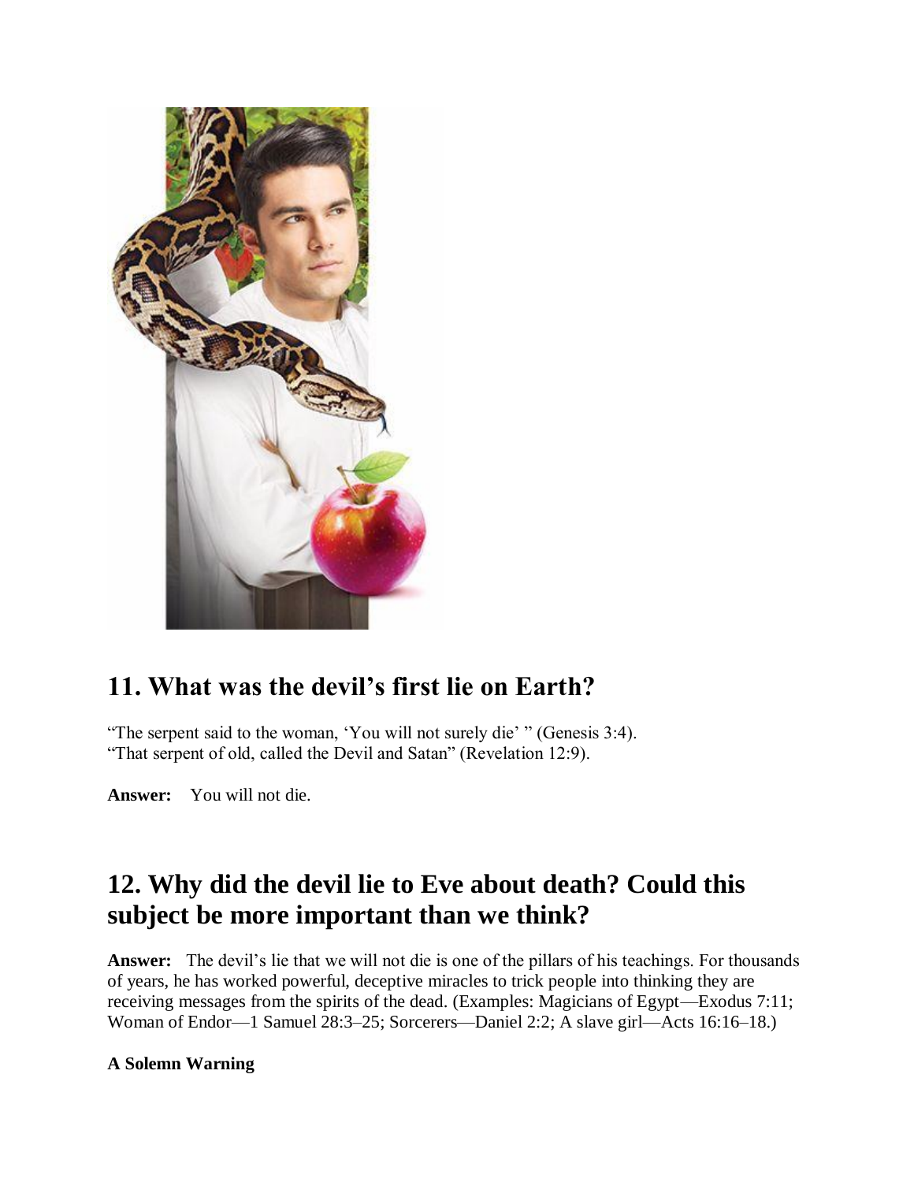## 11. What was the devil's first lie on Earth?

"The serpent said to the woman, 'You will not surely die' " (Genesis 3:4).
"That serpent of old, called the Devil and Satan" (Revelation 12:9).

**Answer:** You will not die.

## 12. Why did the devil lie to Eve about death? Could this subject be more important than we think?

**Answer:** The devil's lie that we will not die is one of the pillars of his teachings. For thousands of years, he has worked powerful, deceptive miracles to trick people into thinking they are receiving messages from the spirits of the dead. (Examples: Magicians of Egypt—Exodus 7:11; Woman of Endor—1 Samuel 28:3–25; Sorcerers—Daniel 2:2; A slave girl—Acts 16:16–18.)

**A Solemn Warning**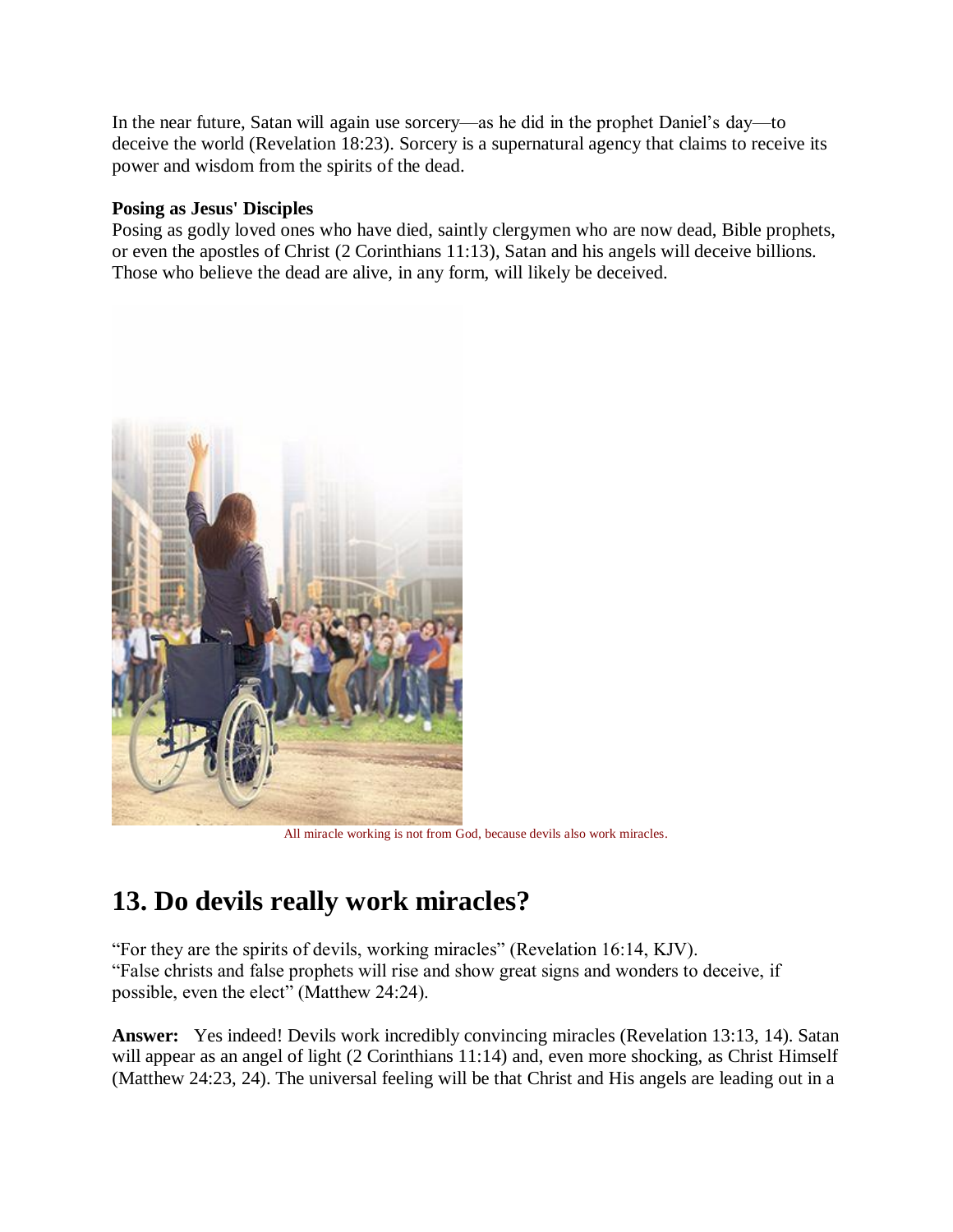In the near future, Satan will again use sorcery—as he did in the prophet Daniel's day—to deceive the world (Revelation 18:23). Sorcery is a supernatural agency that claims to receive its power and wisdom from the spirits of the dead.

**Posing as Jesus' Disciples**
Posing as godly loved ones who have died, saintly clergymen who are now dead, Bible prophets, or even the apostles of Christ (2 Corinthians 11:13), Satan and his angels will deceive billions. Those who believe the dead are alive, in any form, will likely be deceived.

All miracle working is not from God, because devils also work miracles.

# 13. Do devils really work miracles?

"For they are the spirits of devils, working miracles" (Revelation 16:14, KJV).
"False christs and false prophets will rise and show great signs and wonders to deceive, if possible, even the elect" (Matthew 24:24).

**Answer:** Yes indeed! Devils work incredibly convincing miracles (Revelation 13:13, 14). Satan will appear as an angel of light (2 Corinthians 11:14) and, even more shocking, as Christ Himself (Matthew 24:23, 24). The universal feeling will be that Christ and His angels are leading out in a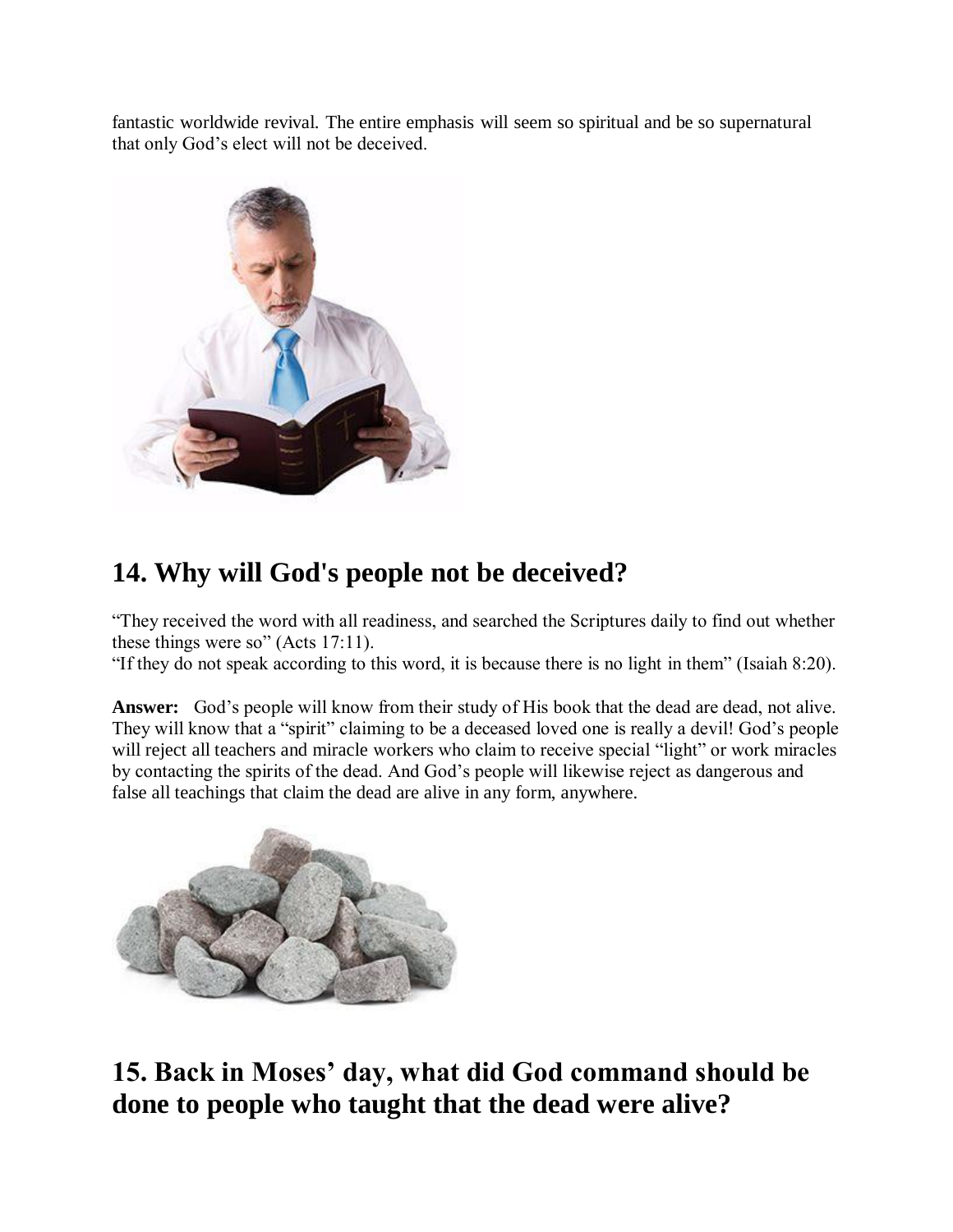fantastic worldwide revival. The entire emphasis will seem so spiritual and be so supernatural that only God's elect will not be deceived.

## 14. Why will God's people not be deceived?

"They received the word with all readiness, and searched the Scriptures daily to find out whether these things were so" (Acts 17:11).
"If they do not speak according to this word, it is because there is no light in them" (Isaiah 8:20).

**Answer:** God's people will know from their study of His book that the dead are dead, not alive. They will know that a "spirit" claiming to be a deceased loved one is really a devil! God's people will reject all teachers and miracle workers who claim to receive special "light" or work miracles by contacting the spirits of the dead. And God's people will likewise reject as dangerous and false all teachings that claim the dead are alive in any form, anywhere.

## 15. Back in Moses' day, what did God command should be done to people who taught that the dead were alive?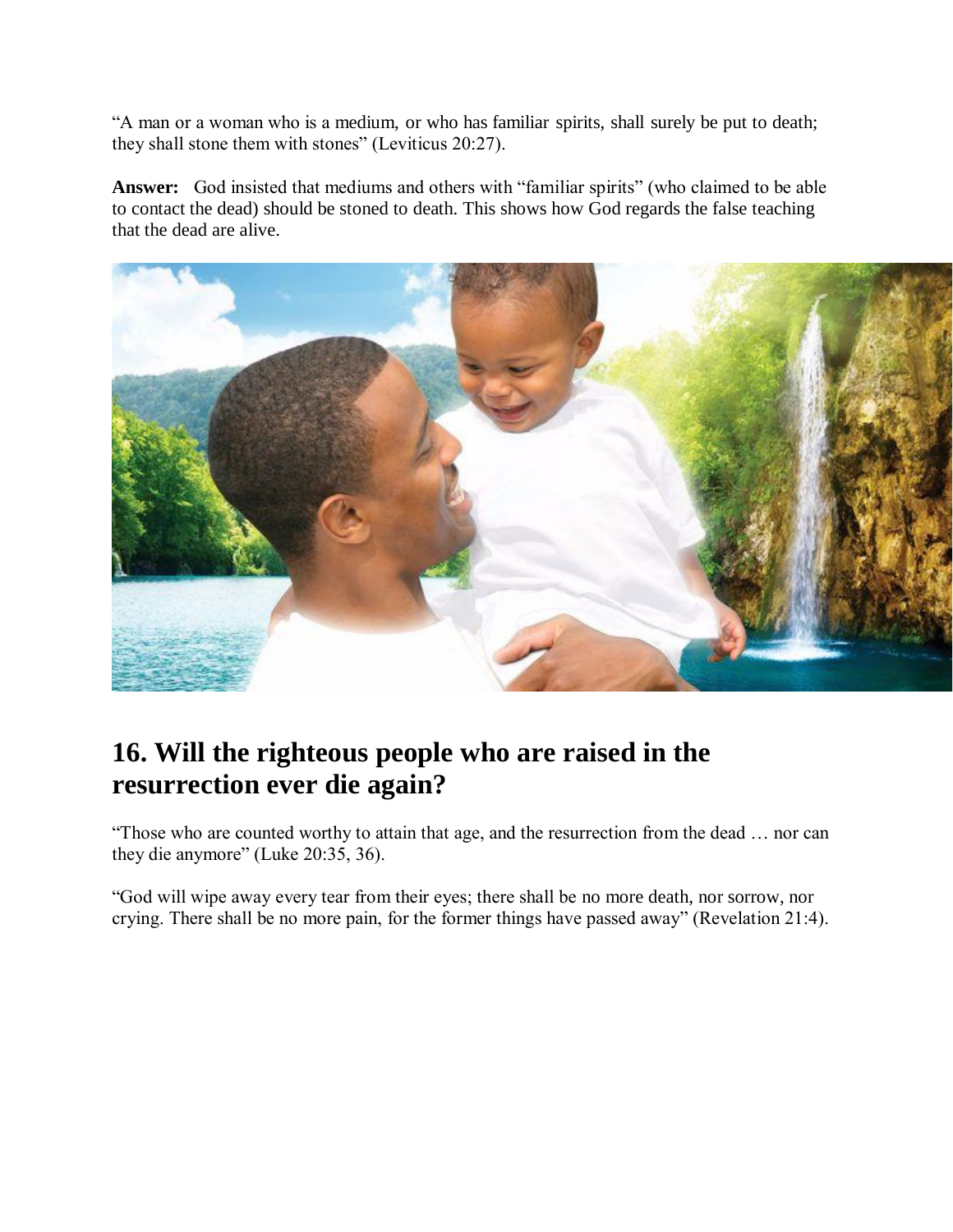"A man or a woman who is a medium, or who has familiar spirits, shall surely be put to death; they shall stone them with stones" (Leviticus 20:27).

**Answer:** God insisted that mediums and others with "familiar spirits" (who claimed to be able to contact the dead) should be stoned to death. This shows how God regards the false teaching that the dead are alive.

## 16. Will the righteous people who are raised in the resurrection ever die again?

"Those who are counted worthy to attain that age, and the resurrection from the dead … nor can they die anymore" (Luke 20:35, 36).

"God will wipe away every tear from their eyes; there shall be no more death, nor sorrow, nor crying. There shall be no more pain, for the former things have passed away" (Revelation 21:4).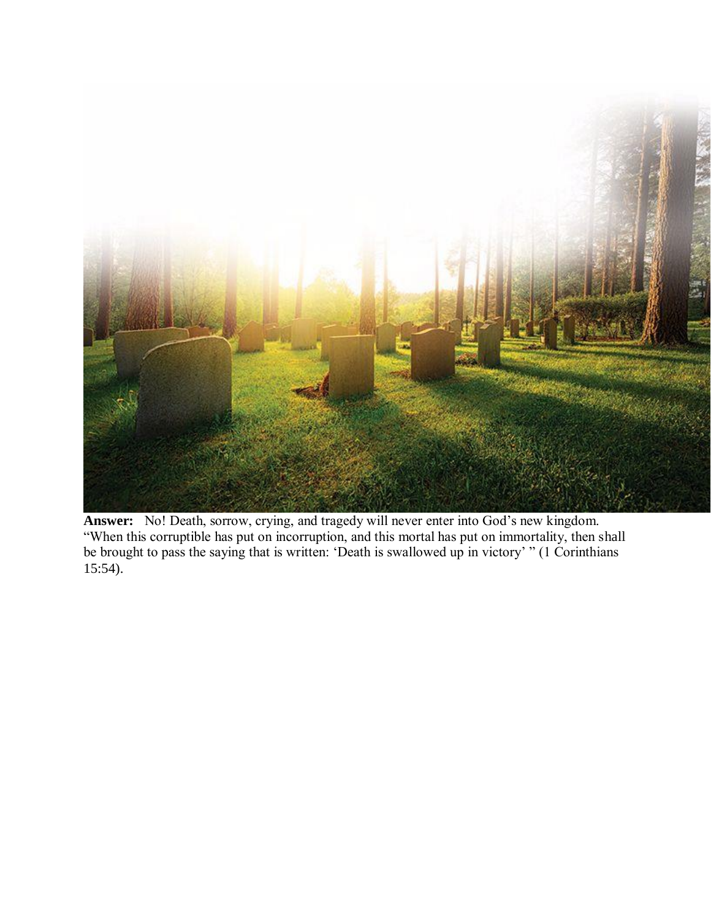**Answer:** No! Death, sorrow, crying, and tragedy will never enter into God's new kingdom. "When this corruptible has put on incorruption, and this mortal has put on immortality, then shall be brought to pass the saying that is written: 'Death is swallowed up in victory' " (1 Corinthians 15:54).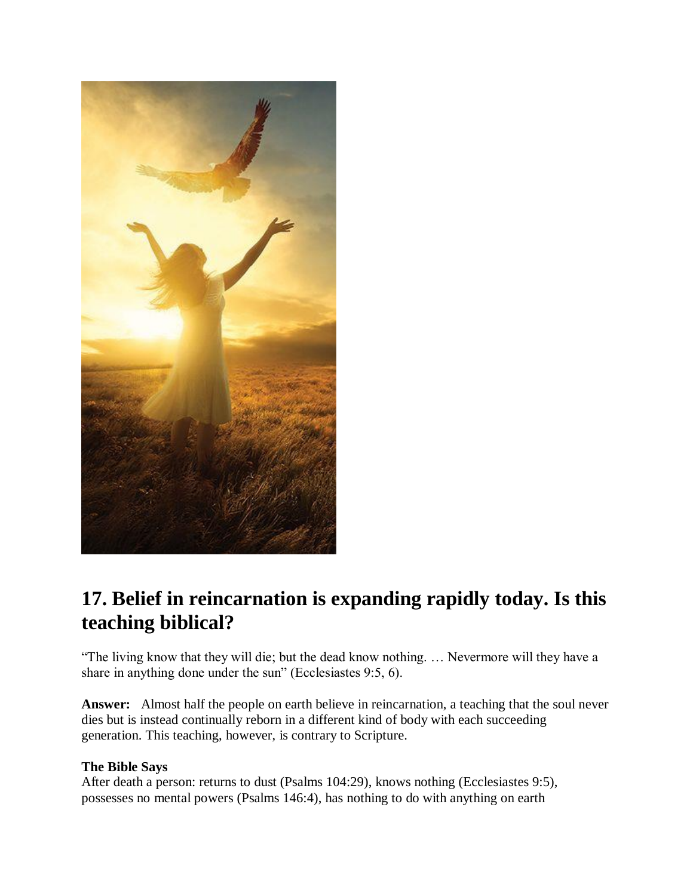## 17. Belief in reincarnation is expanding rapidly today. Is this teaching biblical?

"The living know that they will die; but the dead know nothing. … Nevermore will they have a share in anything done under the sun" (Ecclesiastes 9:5, 6).

**Answer:** Almost half the people on earth believe in reincarnation, a teaching that the soul never dies but is instead continually reborn in a different kind of body with each succeeding generation. This teaching, however, is contrary to Scripture.

**The Bible Says**

After death a person: returns to dust (Psalms 104:29), knows nothing (Ecclesiastes 9:5), possesses no mental powers (Psalms 146:4), has nothing to do with anything on earth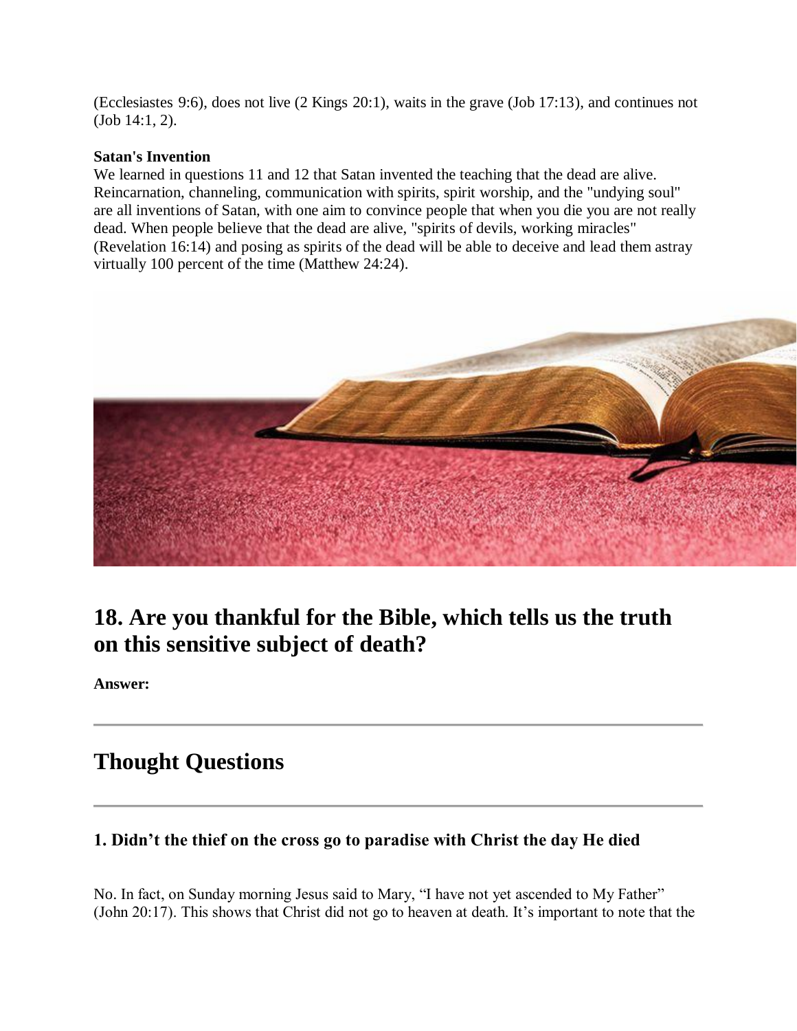(Ecclesiastes 9:6), does not live (2 Kings 20:1), waits in the grave (Job 17:13), and continues not (Job 14:1, 2).

**Satan's Invention**
We learned in questions 11 and 12 that Satan invented the teaching that the dead are alive. Reincarnation, channeling, communication with spirits, spirit worship, and the "undying soul" are all inventions of Satan, with one aim to convince people that when you die you are not really dead. When people believe that the dead are alive, "spirits of devils, working miracles" (Revelation 16:14) and posing as spirits of the dead will be able to deceive and lead them astray virtually 100 percent of the time (Matthew 24:24).

## 18. Are you thankful for the Bible, which tells us the truth on this sensitive subject of death?

**Answer:**

---

## Thought Questions

---

### 1. Didn't the thief on the cross go to paradise with Christ the day He died

No. In fact, on Sunday morning Jesus said to Mary, "I have not yet ascended to My Father" (John 20:17). This shows that Christ did not go to heaven at death. It's important to note that the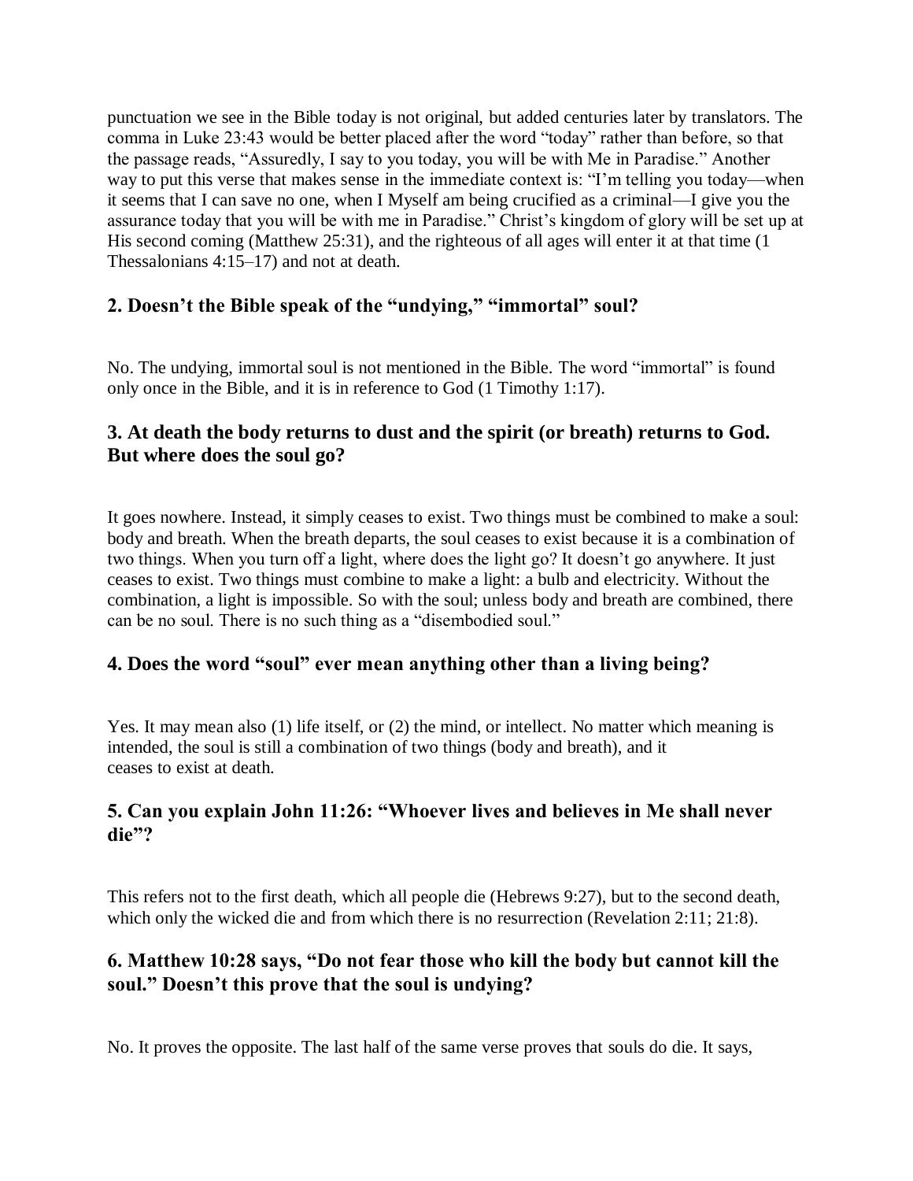punctuation we see in the Bible today is not original, but added centuries later by translators. The comma in Luke 23:43 would be better placed after the word "today" rather than before, so that the passage reads, "Assuredly, I say to you today, you will be with Me in Paradise." Another way to put this verse that makes sense in the immediate context is: "I'm telling you today—when it seems that I can save no one, when I Myself am being crucified as a criminal—I give you the assurance today that you will be with me in Paradise." Christ's kingdom of glory will be set up at His second coming (Matthew 25:31), and the righteous of all ages will enter it at that time (1 Thessalonians 4:15–17) and not at death.

## 2. Doesn't the Bible speak of the "undying," "immortal" soul?

No. The undying, immortal soul is not mentioned in the Bible. The word "immortal" is found only once in the Bible, and it is in reference to God (1 Timothy 1:17).

## 3. At death the body returns to dust and the spirit (or breath) returns to God. But where does the soul go?

It goes nowhere. Instead, it simply ceases to exist. Two things must be combined to make a soul: body and breath. When the breath departs, the soul ceases to exist because it is a combination of two things. When you turn off a light, where does the light go? It doesn't go anywhere. It just ceases to exist. Two things must combine to make a light: a bulb and electricity. Without the combination, a light is impossible. So with the soul; unless body and breath are combined, there can be no soul. There is no such thing as a "disembodied soul."

## 4. Does the word "soul" ever mean anything other than a living being?

Yes. It may mean also (1) life itself, or (2) the mind, or intellect. No matter which meaning is intended, the soul is still a combination of two things (body and breath), and it ceases to exist at death.

## 5. Can you explain John 11:26: "Whoever lives and believes in Me shall never die"?

This refers not to the first death, which all people die (Hebrews 9:27), but to the second death, which only the wicked die and from which there is no resurrection (Revelation 2:11; 21:8).

## 6. Matthew 10:28 says, "Do not fear those who kill the body but cannot kill the soul." Doesn't this prove that the soul is undying?

No. It proves the opposite. The last half of the same verse proves that souls do die. It says,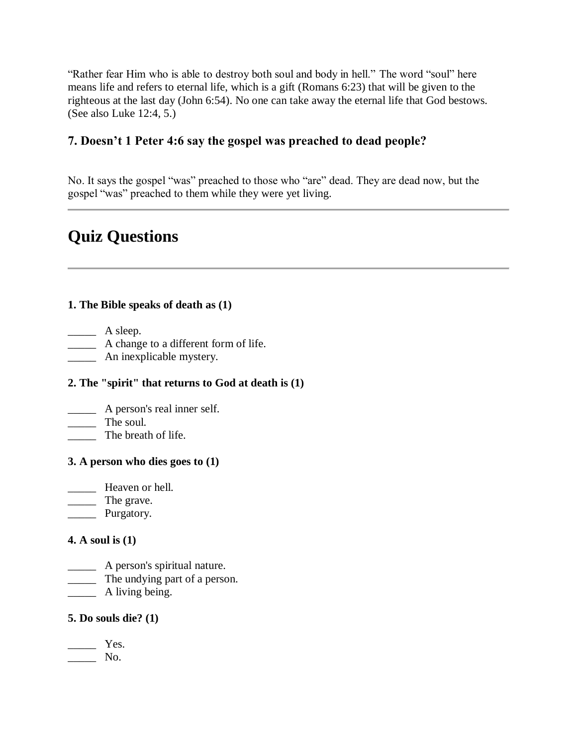"Rather fear Him who is able to destroy both soul and body in hell." The word "soul" here means life and refers to eternal life, which is a gift (Romans 6:23) that will be given to the righteous at the last day (John 6:54). No one can take away the eternal life that God bestows. (See also Luke 12:4, 5.)

### 7. Doesn't 1 Peter 4:6 say the gospel was preached to dead people?

No. It says the gospel "was" preached to those who "are" dead. They are dead now, but the gospel "was" preached to them while they were yet living.

---

## Quiz Questions

---

**1. The Bible speaks of death as (1)**

_____ A sleep.
_____ A change to a different form of life.
_____ An inexplicable mystery.

**2. The "spirit" that returns to God at death is (1)**

_____ A person's real inner self.
_____ The soul.
_____ The breath of life.

**3. A person who dies goes to (1)**

_____ Heaven or hell.
_____ The grave.
_____ Purgatory.

**4. A soul is (1)**

_____ A person's spiritual nature.
_____ The undying part of a person.
_____ A living being.

**5. Do souls die? (1)**

_____ Yes.
_____ No.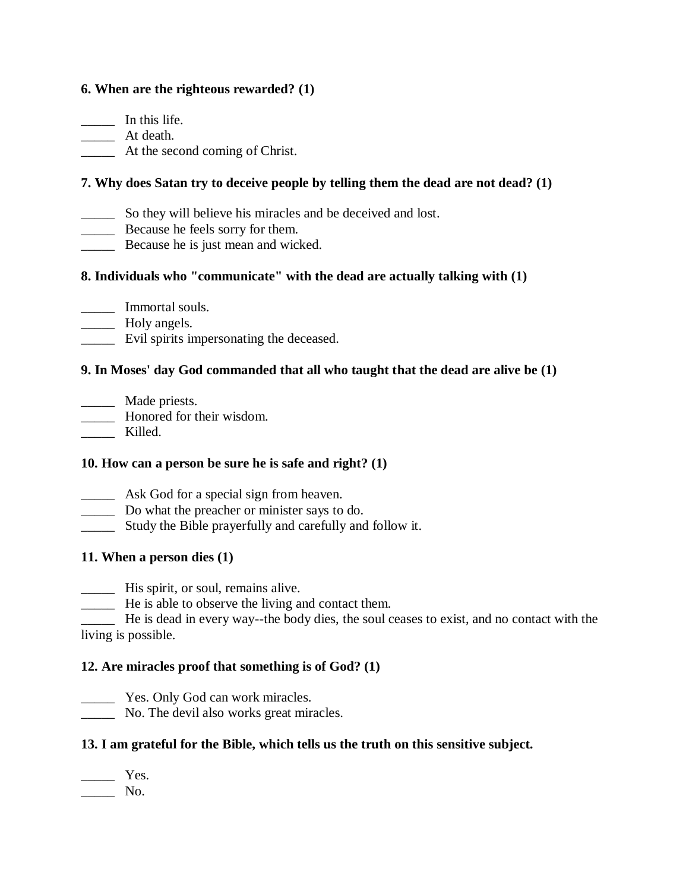**6. When are the righteous rewarded? (1)**

_____ In this life.
_____ At death.
_____ At the second coming of Christ.

**7. Why does Satan try to deceive people by telling them the dead are not dead? (1)**

_____ So they will believe his miracles and be deceived and lost.
_____ Because he feels sorry for them.
_____ Because he is just mean and wicked.

**8. Individuals who "communicate" with the dead are actually talking with (1)**

_____ Immortal souls.
_____ Holy angels.
_____ Evil spirits impersonating the deceased.

**9. In Moses' day God commanded that all who taught that the dead are alive be (1)**

_____ Made priests.
_____ Honored for their wisdom.
_____ Killed.

**10. How can a person be sure he is safe and right? (1)**

_____ Ask God for a special sign from heaven.
_____ Do what the preacher or minister says to do.
_____ Study the Bible prayerfully and carefully and follow it.

**11. When a person dies (1)**

_____ His spirit, or soul, remains alive.
_____ He is able to observe the living and contact them.
_____ He is dead in every way--the body dies, the soul ceases to exist, and no contact with the living is possible.

**12. Are miracles proof that something is of God? (1)**

_____ Yes. Only God can work miracles.
_____ No. The devil also works great miracles.

**13. I am grateful for the Bible, which tells us the truth on this sensitive subject.**

_____ Yes.
_____ No.